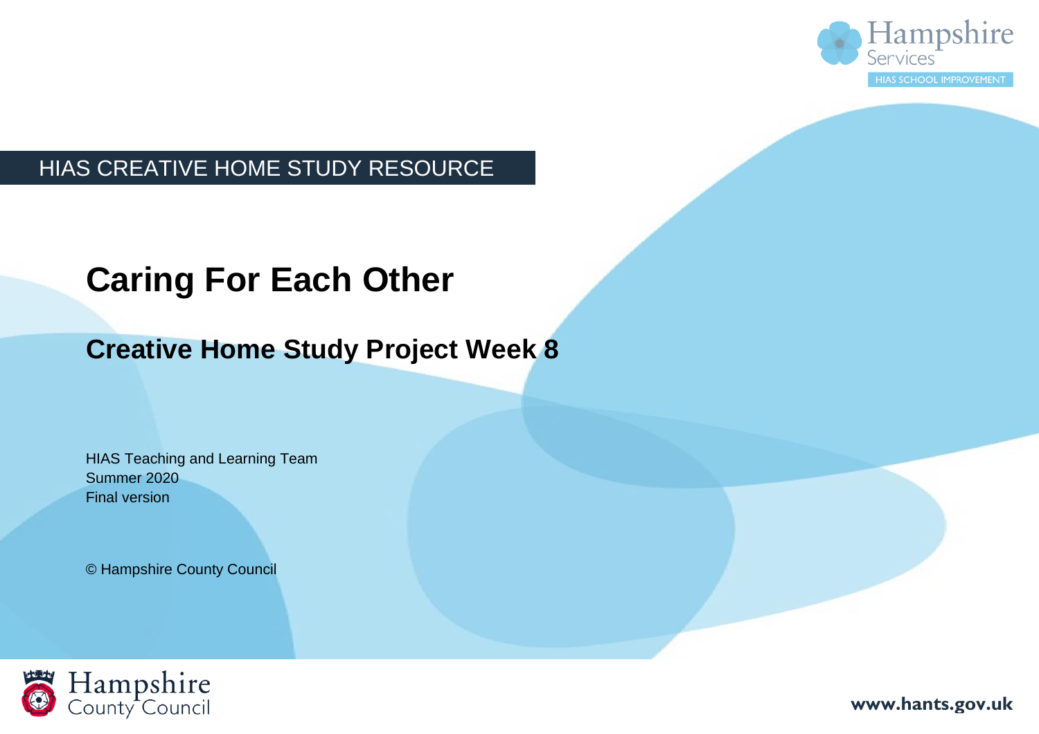HIAS CREATIVE HOME STUDY RESOURCE

# Caring For Each Other

## Creative Home Study Project Week 8

HIAS Teaching and Learning Team
Summer 2020
Final version

© Hampshire County Council

www.hants.gov.uk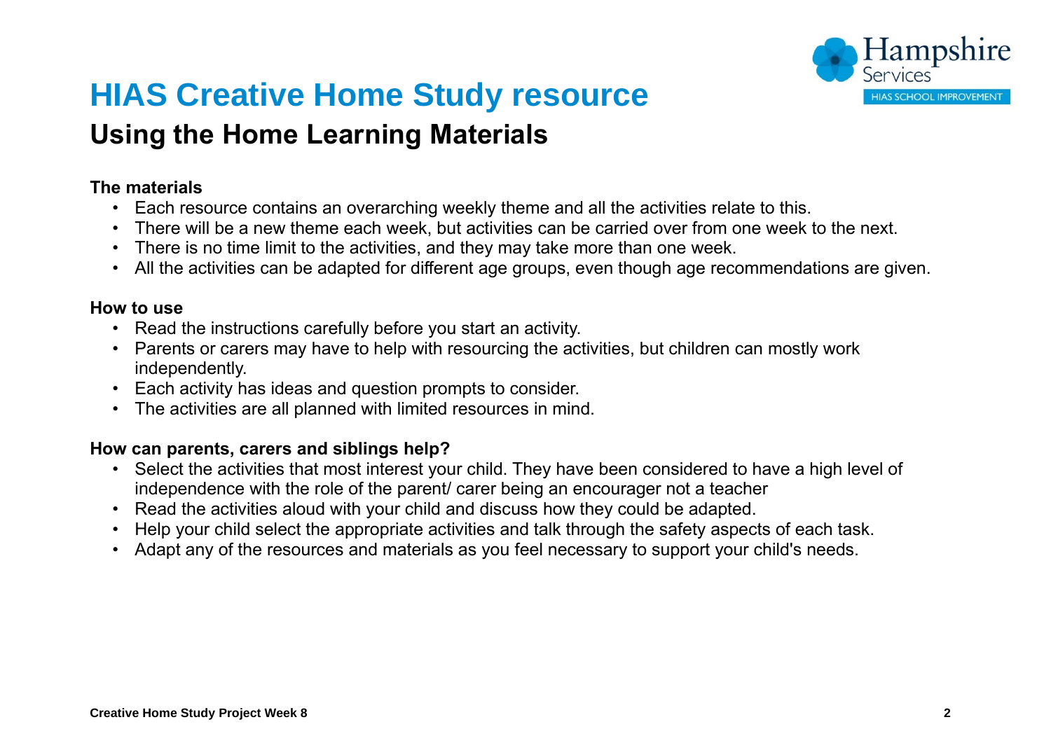# HIAS Creative Home Study resource

## Using the Home Learning Materials

**The materials**

- Each resource contains an overarching weekly theme and all the activities relate to this.
- There will be a new theme each week, but activities can be carried over from one week to the next.
- There is no time limit to the activities, and they may take more than one week.
- All the activities can be adapted for different age groups, even though age recommendations are given.

**How to use**

- Read the instructions carefully before you start an activity.
- Parents or carers may have to help with resourcing the activities, but children can mostly work independently.
- Each activity has ideas and question prompts to consider.
- The activities are all planned with limited resources in mind.

**How can parents, carers and siblings help?**

- Select the activities that most interest your child. They have been considered to have a high level of independence with the role of the parent/ carer being an encourager not a teacher
- Read the activities aloud with your child and discuss how they could be adapted.
- Help your child select the appropriate activities and talk through the safety aspects of each task.
- Adapt any of the resources and materials as you feel necessary to support your child's needs.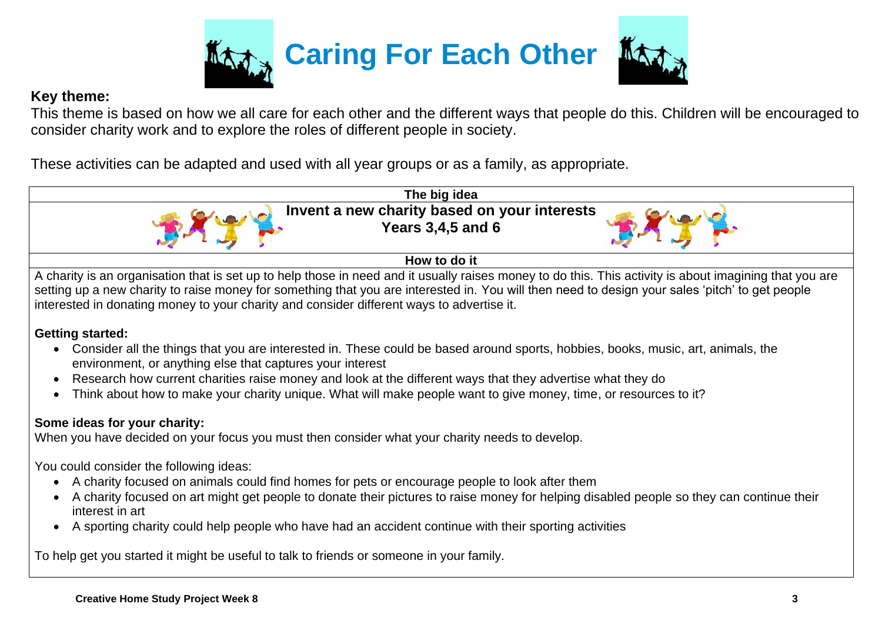# Caring For Each Other

**Key theme:**

This theme is based on how we all care for each other and the different ways that people do this. Children will be encouraged to consider charity work and to explore the roles of different people in society.

These activities can be adapted and used with all year groups or as a family, as appropriate.

## The big idea

### Invent a new charity based on your interests
### Years 3,4,5 and 6

**How to do it**

A charity is an organisation that is set up to help those in need and it usually raises money to do this. This activity is about imagining that you are setting up a new charity to raise money for something that you are interested in. You will then need to design your sales 'pitch' to get people interested in donating money to your charity and consider different ways to advertise it.

**Getting started:**

- Consider all the things that you are interested in. These could be based around sports, hobbies, books, music, art, animals, the environment, or anything else that captures your interest
- Research how current charities raise money and look at the different ways that they advertise what they do
- Think about how to make your charity unique. What will make people want to give money, time, or resources to it?

**Some ideas for your charity:**

When you have decided on your focus you must then consider what your charity needs to develop.

You could consider the following ideas:

- A charity focused on animals could find homes for pets or encourage people to look after them
- A charity focused on art might get people to donate their pictures to raise money for helping disabled people so they can continue their interest in art
- A sporting charity could help people who have had an accident continue with their sporting activities

To help get you started it might be useful to talk to friends or someone in your family.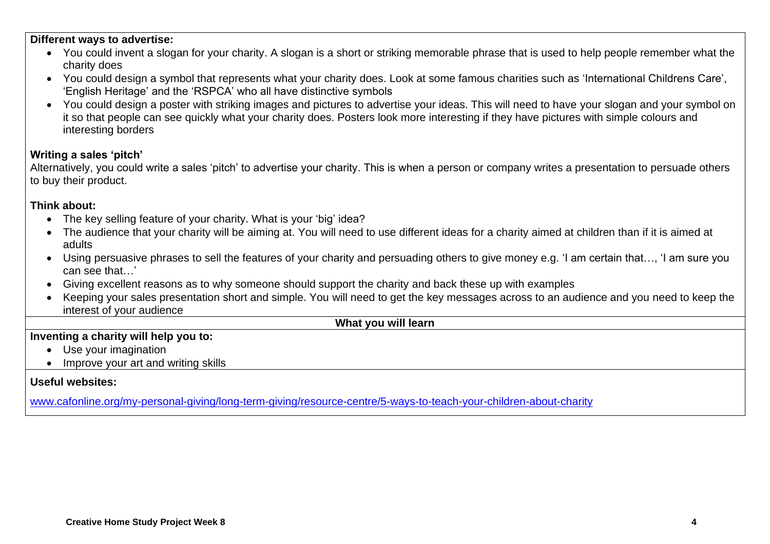**Different ways to advertise:**

- You could invent a slogan for your charity. A slogan is a short or striking memorable phrase that is used to help people remember what the charity does
- You could design a symbol that represents what your charity does. Look at some famous charities such as 'International Childrens Care', 'English Heritage' and the 'RSPCA' who all have distinctive symbols
- You could design a poster with striking images and pictures to advertise your ideas. This will need to have your slogan and your symbol on it so that people can see quickly what your charity does. Posters look more interesting if they have pictures with simple colours and interesting borders

**Writing a sales 'pitch'**

Alternatively, you could write a sales 'pitch' to advertise your charity. This is when a person or company writes a presentation to persuade others to buy their product.

**Think about:**

- The key selling feature of your charity. What is your 'big' idea?
- The audience that your charity will be aiming at. You will need to use different ideas for a charity aimed at children than if it is aimed at adults
- Using persuasive phrases to sell the features of your charity and persuading others to give money e.g. 'I am certain that…, 'I am sure you can see that…'
- Giving excellent reasons as to why someone should support the charity and back these up with examples
- Keeping your sales presentation short and simple. You will need to get the key messages across to an audience and you need to keep the interest of your audience

**What you will learn**

**Inventing a charity will help you to:**

- Use your imagination
- Improve your art and writing skills

**Useful websites:**

[www.cafonline.org/my-personal-giving/long-term-giving/resource-centre/5-ways-to-teach-your-children-about-charity](www.cafonline.org/my-personal-giving/long-term-giving/resource-centre/5-ways-to-teach-your-children-about-charity)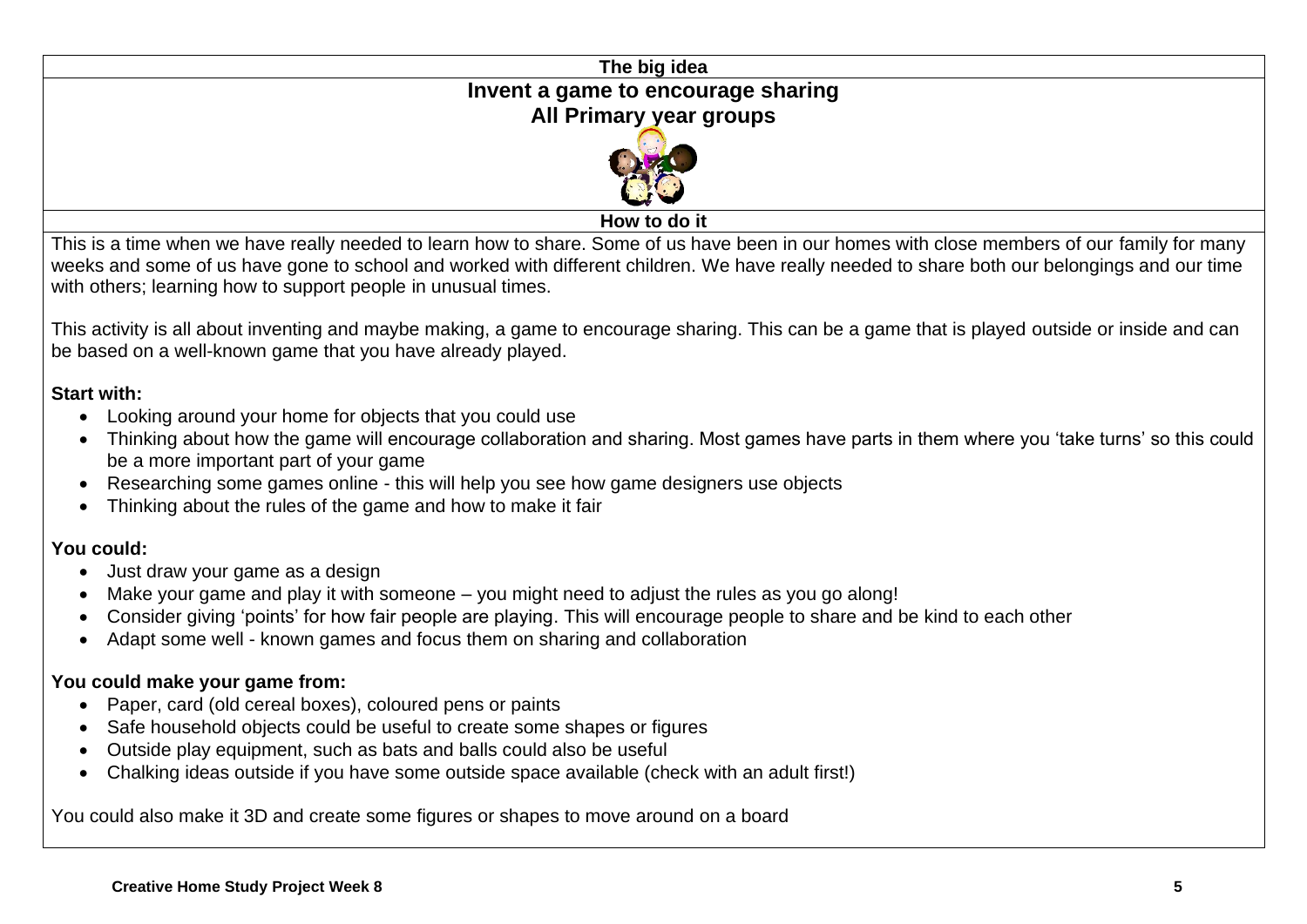## The big idea

# Invent a game to encourage sharing

## All Primary year groups

### How to do it

This is a time when we have really needed to learn how to share. Some of us have been in our homes with close members of our family for many weeks and some of us have gone to school and worked with different children. We have really needed to share both our belongings and our time with others; learning how to support people in unusual times.

This activity is all about inventing and maybe making, a game to encourage sharing. This can be a game that is played outside or inside and can be based on a well-known game that you have already played.

**Start with:**

- Looking around your home for objects that you could use
- Thinking about how the game will encourage collaboration and sharing. Most games have parts in them where you 'take turns' so this could be a more important part of your game
- Researching some games online - this will help you see how game designers use objects
- Thinking about the rules of the game and how to make it fair

**You could:**

- Just draw your game as a design
- Make your game and play it with someone – you might need to adjust the rules as you go along!
- Consider giving 'points' for how fair people are playing. This will encourage people to share and be kind to each other
- Adapt some well - known games and focus them on sharing and collaboration

**You could make your game from:**

- Paper, card (old cereal boxes), coloured pens or paints
- Safe household objects could be useful to create some shapes or figures
- Outside play equipment, such as bats and balls could also be useful
- Chalking ideas outside if you have some outside space available (check with an adult first!)

You could also make it 3D and create some figures or shapes to move around on a board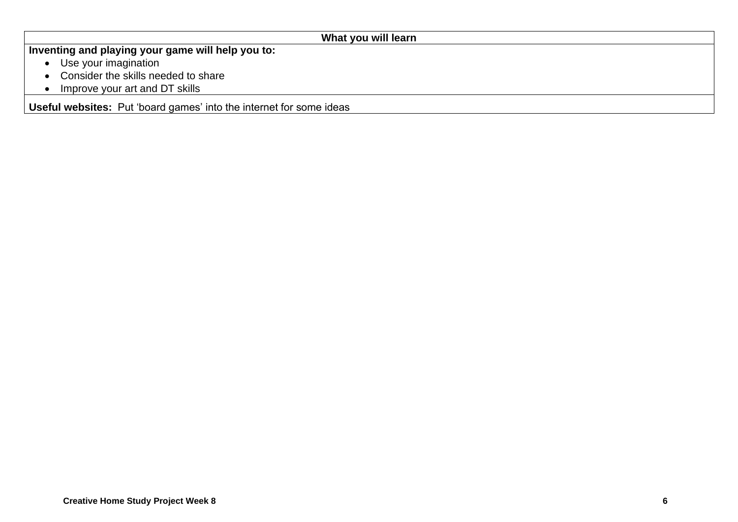| What you will learn |
| --- |
| **Inventing and playing your game will help you to:**<br>• Use your imagination<br>• Consider the skills needed to share<br>• Improve your art and DT skills |
| **Useful websites:** Put 'board games' into the internet for some ideas |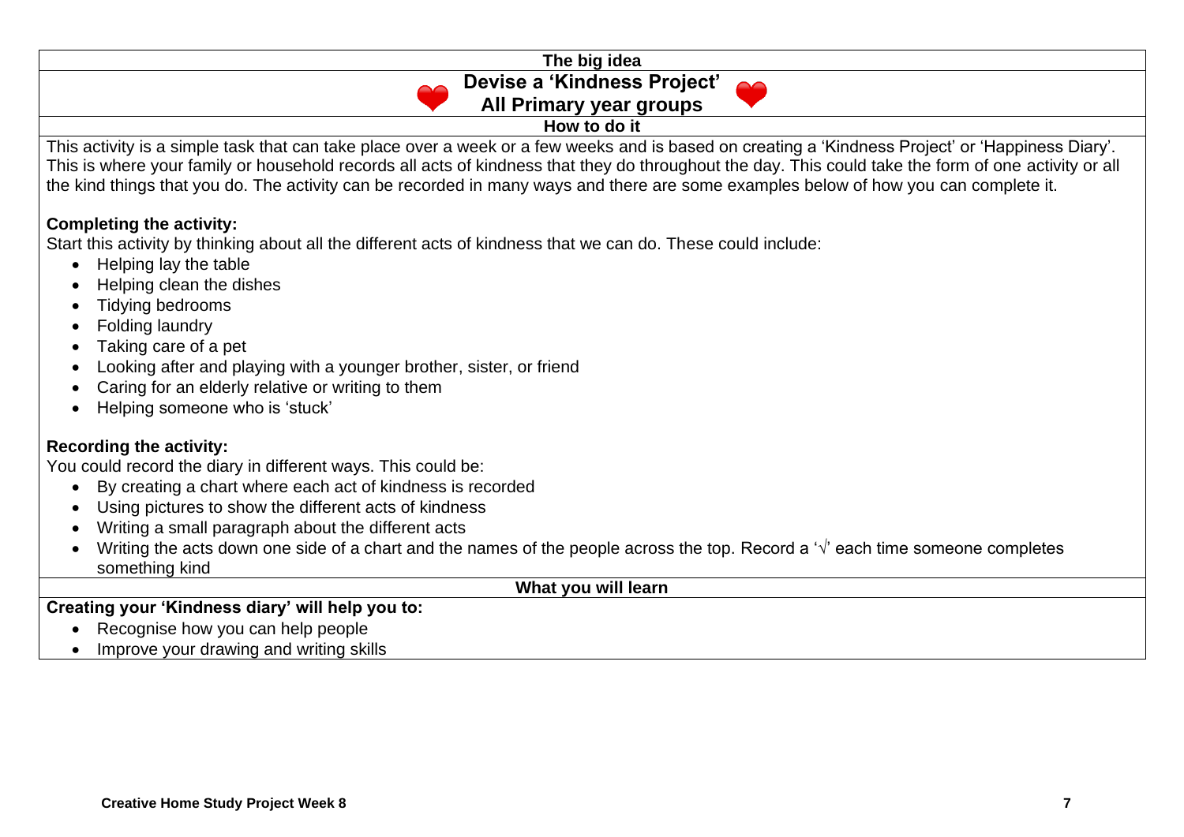## The big idea

# Devise a 'Kindness Project'

## All Primary year groups

### How to do it

This activity is a simple task that can take place over a week or a few weeks and is based on creating a 'Kindness Project' or 'Happiness Diary'. This is where your family or household records all acts of kindness that they do throughout the day. This could take the form of one activity or all the kind things that you do. The activity can be recorded in many ways and there are some examples below of how you can complete it.

**Completing the activity:**

Start this activity by thinking about all the different acts of kindness that we can do. These could include:

- Helping lay the table
- Helping clean the dishes
- Tidying bedrooms
- Folding laundry
- Taking care of a pet
- Looking after and playing with a younger brother, sister, or friend
- Caring for an elderly relative or writing to them
- Helping someone who is 'stuck'

**Recording the activity:**

You could record the diary in different ways. This could be:

- By creating a chart where each act of kindness is recorded
- Using pictures to show the different acts of kindness
- Writing a small paragraph about the different acts
- Writing the acts down one side of a chart and the names of the people across the top. Record a '√' each time someone completes something kind

### What you will learn

**Creating your 'Kindness diary' will help you to:**

- Recognise how you can help people
- Improve your drawing and writing skills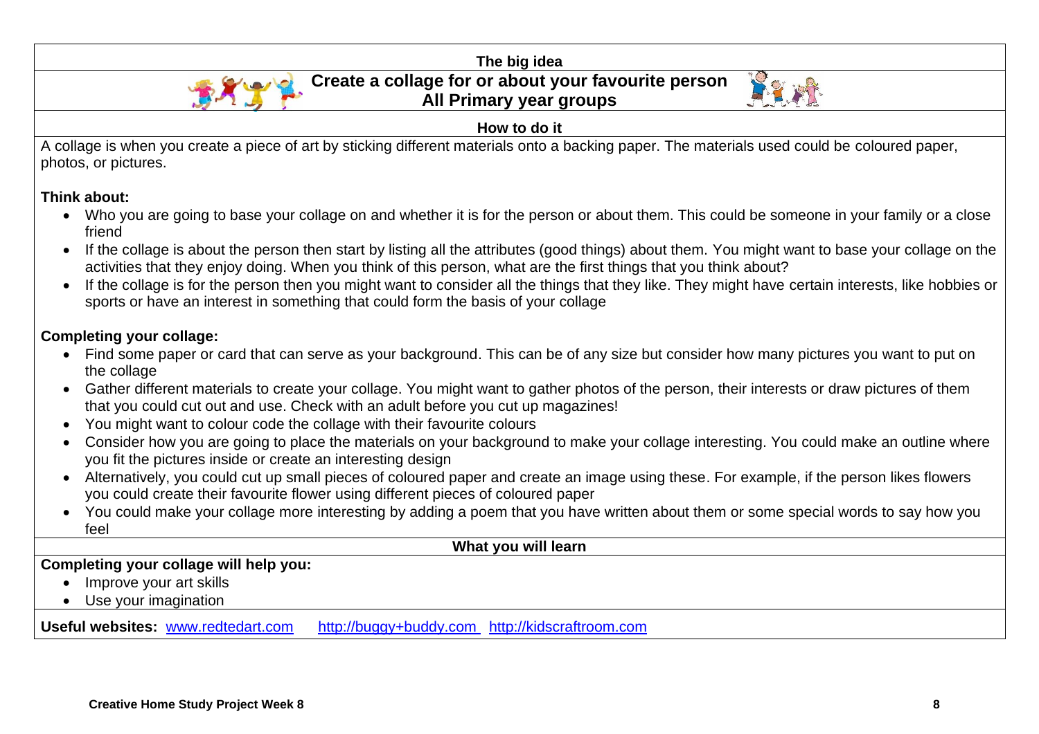## The big idea

## Create a collage for or about your favourite person
## All Primary year groups

### How to do it

A collage is when you create a piece of art by sticking different materials onto a backing paper. The materials used could be coloured paper, photos, or pictures.

**Think about:**

- Who you are going to base your collage on and whether it is for the person or about them. This could be someone in your family or a close friend
- If the collage is about the person then start by listing all the attributes (good things) about them. You might want to base your collage on the activities that they enjoy doing. When you think of this person, what are the first things that you think about?
- If the collage is for the person then you might want to consider all the things that they like. They might have certain interests, like hobbies or sports or have an interest in something that could form the basis of your collage

**Completing your collage:**

- Find some paper or card that can serve as your background. This can be of any size but consider how many pictures you want to put on the collage
- Gather different materials to create your collage. You might want to gather photos of the person, their interests or draw pictures of them that you could cut out and use. Check with an adult before you cut up magazines!
- You might want to colour code the collage with their favourite colours
- Consider how you are going to place the materials on your background to make your collage interesting. You could make an outline where you fit the pictures inside or create an interesting design
- Alternatively, you could cut up small pieces of coloured paper and create an image using these. For example, if the person likes flowers you could create their favourite flower using different pieces of coloured paper
- You could make your collage more interesting by adding a poem that you have written about them or some special words to say how you feel

### What you will learn

**Completing your collage will help you:**

- Improve your art skills
- Use your imagination

**Useful websites:** www.redtedart.com http://buggy+buddy.com http://kidscraftroom.com

**Creative Home Study Project Week 8**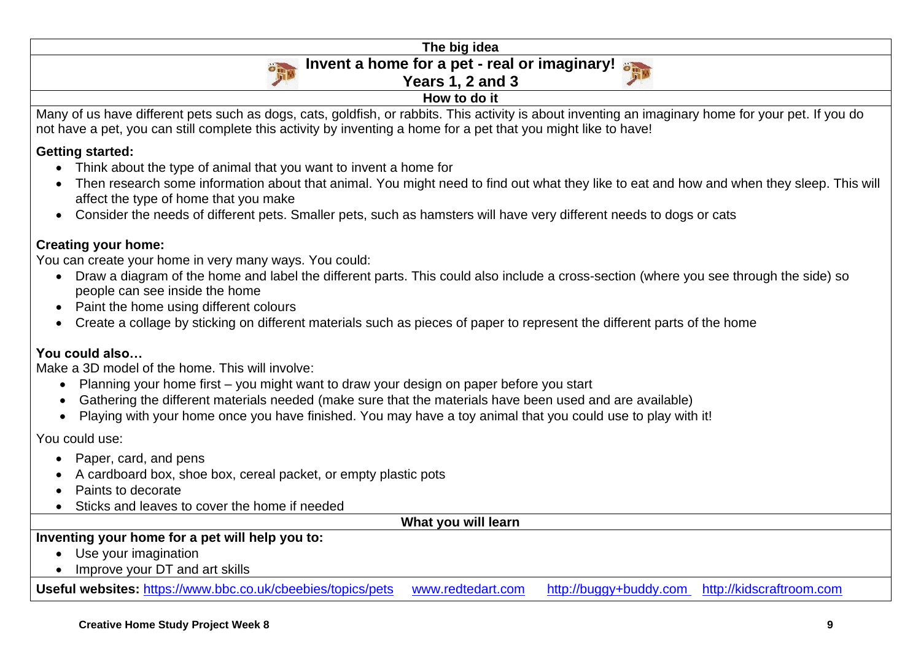## The big idea

# Invent a home for a pet - real or imaginary!

### Years 1, 2 and 3

## How to do it

Many of us have different pets such as dogs, cats, goldfish, or rabbits. This activity is about inventing an imaginary home for your pet. If you do not have a pet, you can still complete this activity by inventing a home for a pet that you might like to have!

**Getting started:**

- Think about the type of animal that you want to invent a home for
- Then research some information about that animal. You might need to find out what they like to eat and how and when they sleep. This will affect the type of home that you make
- Consider the needs of different pets. Smaller pets, such as hamsters will have very different needs to dogs or cats

**Creating your home:**

You can create your home in very many ways. You could:

- Draw a diagram of the home and label the different parts. This could also include a cross-section (where you see through the side) so people can see inside the home
- Paint the home using different colours
- Create a collage by sticking on different materials such as pieces of paper to represent the different parts of the home

**You could also…**

Make a 3D model of the home. This will involve:

- Planning your home first – you might want to draw your design on paper before you start
- Gathering the different materials needed (make sure that the materials have been used and are available)
- Playing with your home once you have finished. You may have a toy animal that you could use to play with it!

You could use:

- Paper, card, and pens
- A cardboard box, shoe box, cereal packet, or empty plastic pots
- Paints to decorate
- Sticks and leaves to cover the home if needed

## What you will learn

**Inventing your home for a pet will help you to:**

- Use your imagination
- Improve your DT and art skills

**Useful websites:** https://www.bbc.co.uk/cbeebies/topics/pets www.redtedart.com http://buggy+buddy.com http://kidscraftroom.com

**Creative Home Study Project Week 8**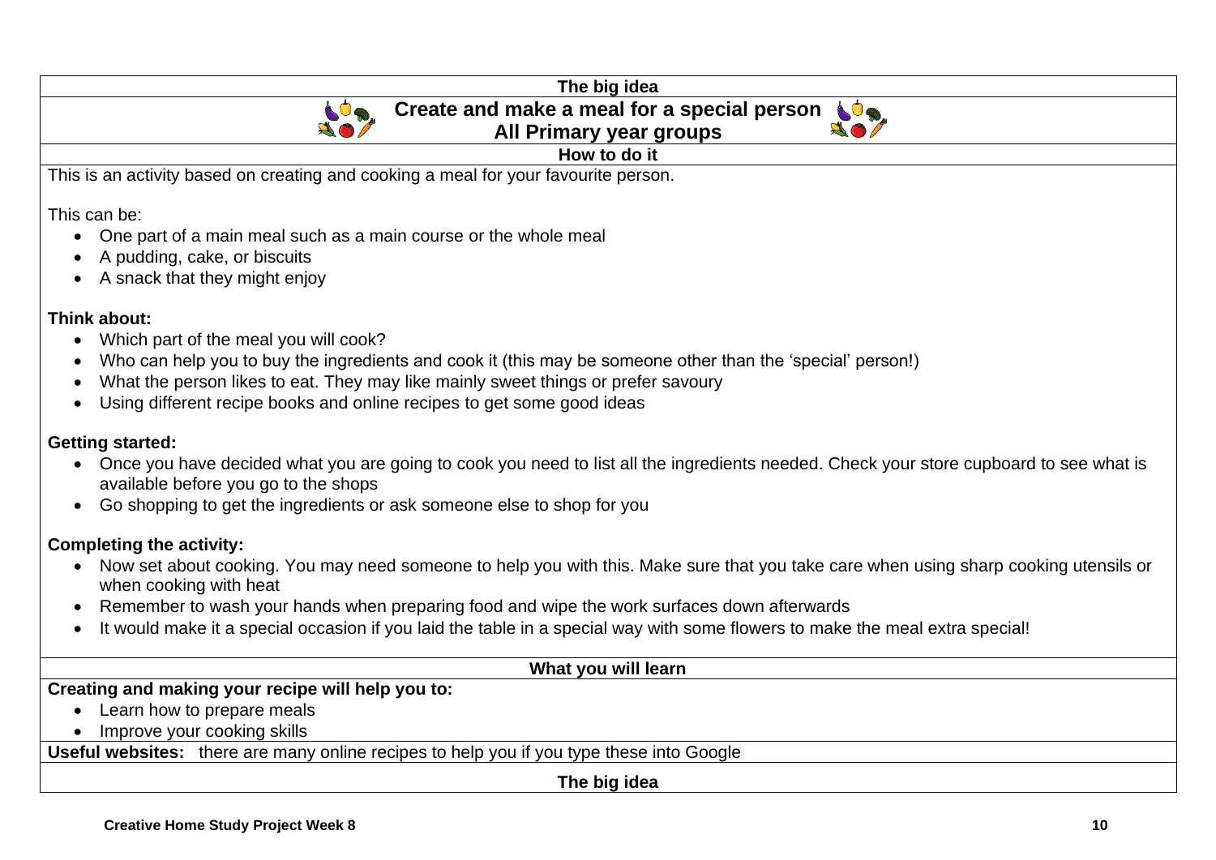## The big idea

# Create and make a meal for a special person
## All Primary year groups

### How to do it

This is an activity based on creating and cooking a meal for your favourite person.

This can be:

- One part of a main meal such as a main course or the whole meal
- A pudding, cake, or biscuits
- A snack that they might enjoy

**Think about:**

- Which part of the meal you will cook?
- Who can help you to buy the ingredients and cook it (this may be someone other than the 'special' person!)
- What the person likes to eat. They may like mainly sweet things or prefer savoury
- Using different recipe books and online recipes to get some good ideas

**Getting started:**

- Once you have decided what you are going to cook you need to list all the ingredients needed. Check your store cupboard to see what is available before you go to the shops
- Go shopping to get the ingredients or ask someone else to shop for you

**Completing the activity:**

- Now set about cooking. You may need someone to help you with this. Make sure that you take care when using sharp cooking utensils or when cooking with heat
- Remember to wash your hands when preparing food and wipe the work surfaces down afterwards
- It would make it a special occasion if you laid the table in a special way with some flowers to make the meal extra special!

### What you will learn

**Creating and making your recipe will help you to:**

- Learn how to prepare meals
- Improve your cooking skills

**Useful websites:** there are many online recipes to help you if you type these into Google

### The big idea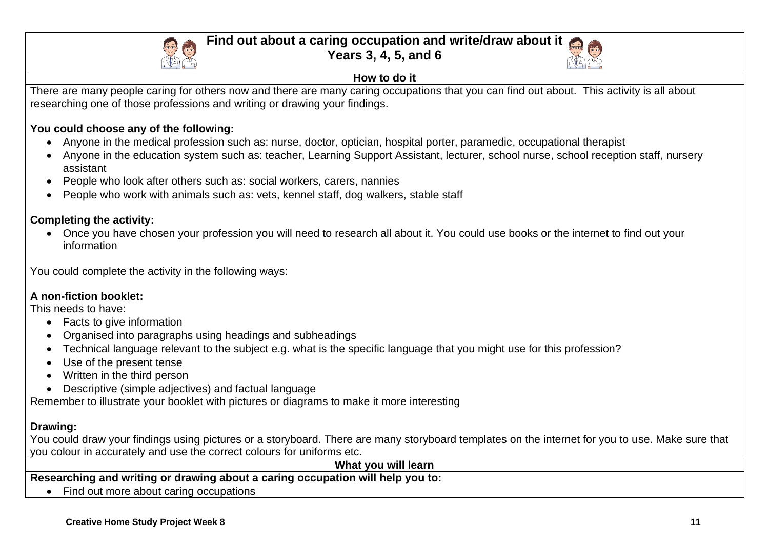# Find out about a caring occupation and write/draw about it
## Years 3, 4, 5, and 6

### How to do it

There are many people caring for others now and there are many caring occupations that you can find out about. This activity is all about researching one of those professions and writing or drawing your findings.

**You could choose any of the following:**

- Anyone in the medical profession such as: nurse, doctor, optician, hospital porter, paramedic, occupational therapist
- Anyone in the education system such as: teacher, Learning Support Assistant, lecturer, school nurse, school reception staff, nursery assistant
- People who look after others such as: social workers, carers, nannies
- People who work with animals such as: vets, kennel staff, dog walkers, stable staff

**Completing the activity:**

- Once you have chosen your profession you will need to research all about it. You could use books or the internet to find out your information

You could complete the activity in the following ways:

**A non-fiction booklet:**

This needs to have:

- Facts to give information
- Organised into paragraphs using headings and subheadings
- Technical language relevant to the subject e.g. what is the specific language that you might use for this profession?
- Use of the present tense
- Written in the third person
- Descriptive (simple adjectives) and factual language

Remember to illustrate your booklet with pictures or diagrams to make it more interesting

**Drawing:**

You could draw your findings using pictures or a storyboard. There are many storyboard templates on the internet for you to use. Make sure that you colour in accurately and use the correct colours for uniforms etc.

### What you will learn

**Researching and writing or drawing about a caring occupation will help you to:**

- Find out more about caring occupations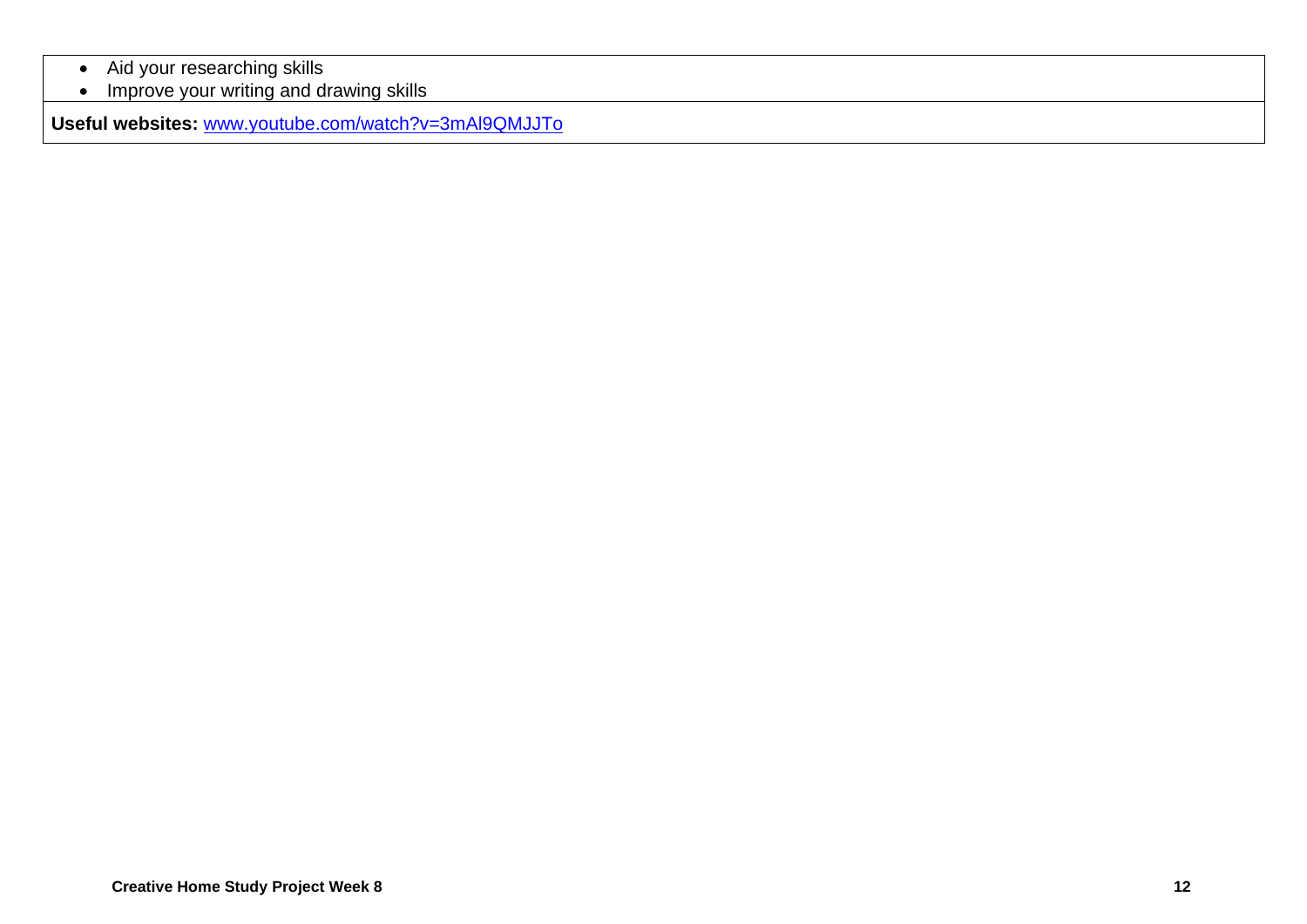- Aid your researching skills
- Improve your writing and drawing skills

**Useful websites:** www.youtube.com/watch?v=3mAl9QMJJTo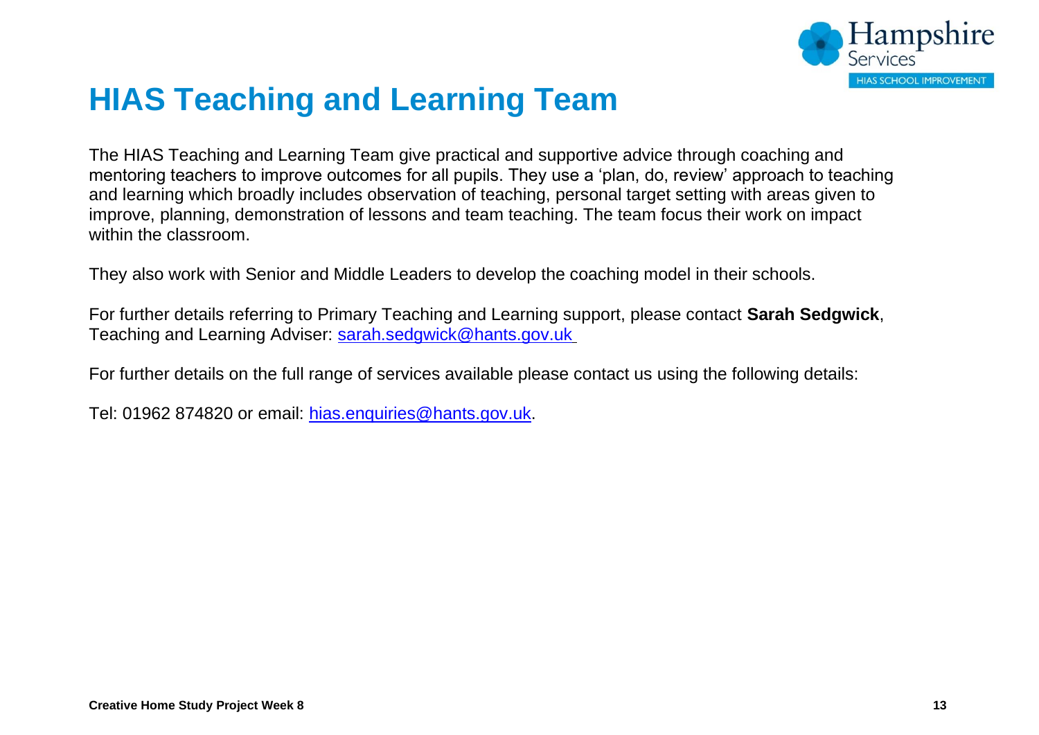# HIAS Teaching and Learning Team

The HIAS Teaching and Learning Team give practical and supportive advice through coaching and mentoring teachers to improve outcomes for all pupils. They use a 'plan, do, review' approach to teaching and learning which broadly includes observation of teaching, personal target setting with areas given to improve, planning, demonstration of lessons and team teaching. The team focus their work on impact within the classroom.

They also work with Senior and Middle Leaders to develop the coaching model in their schools.

For further details referring to Primary Teaching and Learning support, please contact **Sarah Sedgwick**, Teaching and Learning Adviser: sarah.sedgwick@hants.gov.uk

For further details on the full range of services available please contact us using the following details:

Tel: 01962 874820 or email: hias.enquiries@hants.gov.uk.